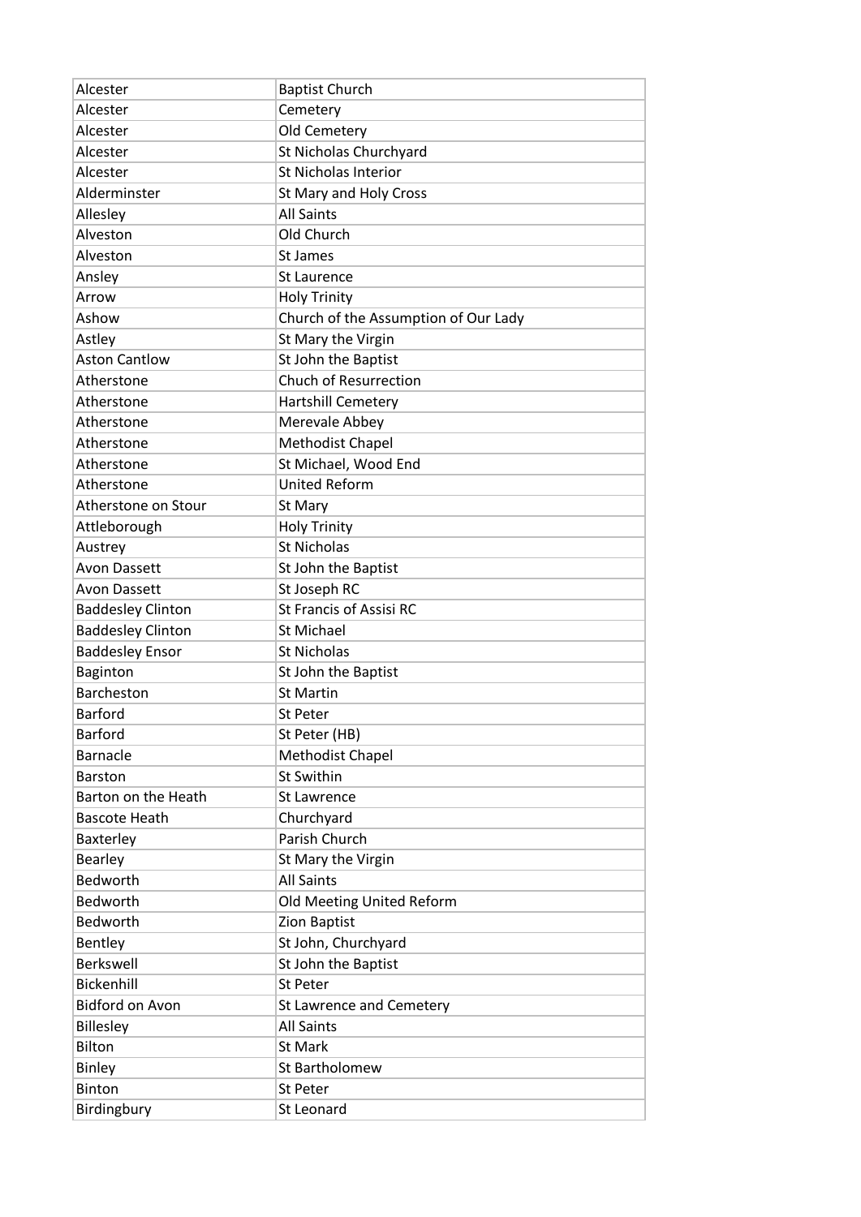| Alcester | Baptist Church |
|---|---|
| Alcester | Cemetery |
| Alcester | Old Cemetery |
| Alcester | St Nicholas Churchyard |
| Alcester | St Nicholas Interior |
| Alderminster | St Mary and Holy Cross |
| Allesley | All Saints |
| Alveston | Old Church |
| Alveston | St James |
| Ansley | St Laurence |
| Arrow | Holy Trinity |
| Ashow | Church of the Assumption of Our Lady |
| Astley | St Mary the Virgin |
| Aston Cantlow | St John the Baptist |
| Atherstone | Chuch of Resurrection |
| Atherstone | Hartshill Cemetery |
| Atherstone | Merevale Abbey |
| Atherstone | Methodist Chapel |
| Atherstone | St Michael, Wood End |
| Atherstone | United Reform |
| Atherstone on Stour | St Mary |
| Attleborough | Holy Trinity |
| Austrey | St Nicholas |
| Avon Dassett | St John the Baptist |
| Avon Dassett | St Joseph RC |
| Baddesley Clinton | St Francis of Assisi RC |
| Baddesley Clinton | St Michael |
| Baddesley Ensor | St Nicholas |
| Baginton | St John the Baptist |
| Barcheston | St Martin |
| Barford | St Peter |
| Barford | St Peter (HB) |
| Barnacle | Methodist Chapel |
| Barston | St Swithin |
| Barton on the Heath | St Lawrence |
| Bascote Heath | Churchyard |
| Baxterley | Parish Church |
| Bearley | St Mary the Virgin |
| Bedworth | All Saints |
| Bedworth | Old Meeting United Reform |
| Bedworth | Zion Baptist |
| Bentley | St John, Churchyard |
| Berkswell | St John the Baptist |
| Bickenhill | St Peter |
| Bidford on Avon | St Lawrence and Cemetery |
| Billesley | All Saints |
| Bilton | St Mark |
| Binley | St Bartholomew |
| Binton | St Peter |
| Birdingbury | St Leonard |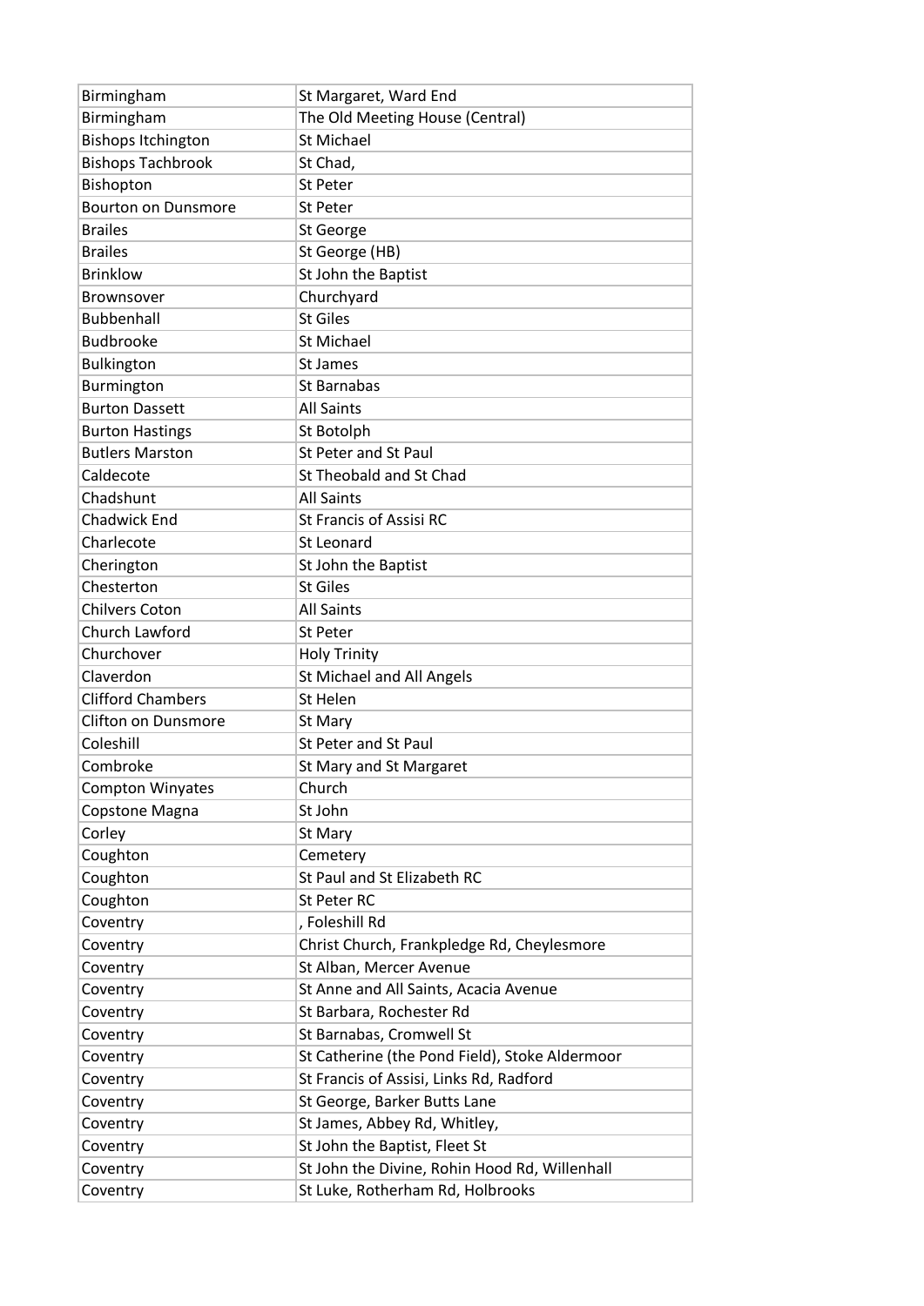| Birmingham | St Margaret, Ward End |
|---|---|
| Birmingham | The Old Meeting House (Central) |
| Bishops Itchington | St Michael |
| Bishops Tachbrook | St Chad, |
| Bishopton | St Peter |
| Bourton on Dunsmore | St Peter |
| Brailes | St George |
| Brailes | St George (HB) |
| Brinklow | St John the Baptist |
| Brownsover | Churchyard |
| Bubbenhall | St Giles |
| Budbrooke | St Michael |
| Bulkington | St James |
| Burmington | St Barnabas |
| Burton Dassett | All Saints |
| Burton Hastings | St Botolph |
| Butlers Marston | St Peter and St Paul |
| Caldecote | St Theobald and St Chad |
| Chadshunt | All Saints |
| Chadwick End | St Francis of Assisi RC |
| Charlecote | St Leonard |
| Cherington | St John the Baptist |
| Chesterton | St Giles |
| Chilvers Coton | All Saints |
| Church Lawford | St Peter |
| Churchover | Holy Trinity |
| Claverdon | St Michael and All Angels |
| Clifford Chambers | St Helen |
| Clifton on Dunsmore | St Mary |
| Coleshill | St Peter and St Paul |
| Combroke | St Mary and St Margaret |
| Compton Winyates | Church |
| Copstone Magna | St John |
| Corley | St Mary |
| Coughton | Cemetery |
| Coughton | St Paul and St Elizabeth RC |
| Coughton | St Peter RC |
| Coventry | , Foleshill Rd |
| Coventry | Christ Church, Frankpledge Rd, Cheylesmore |
| Coventry | St Alban, Mercer Avenue |
| Coventry | St Anne and All Saints, Acacia Avenue |
| Coventry | St Barbara, Rochester Rd |
| Coventry | St Barnabas, Cromwell St |
| Coventry | St Catherine (the Pond Field), Stoke Aldermoor |
| Coventry | St Francis of Assisi, Links Rd, Radford |
| Coventry | St George, Barker Butts Lane |
| Coventry | St James, Abbey Rd, Whitley, |
| Coventry | St John the Baptist, Fleet St |
| Coventry | St John the Divine, Rohin Hood Rd, Willenhall |
| Coventry | St Luke, Rotherham Rd, Holbrooks |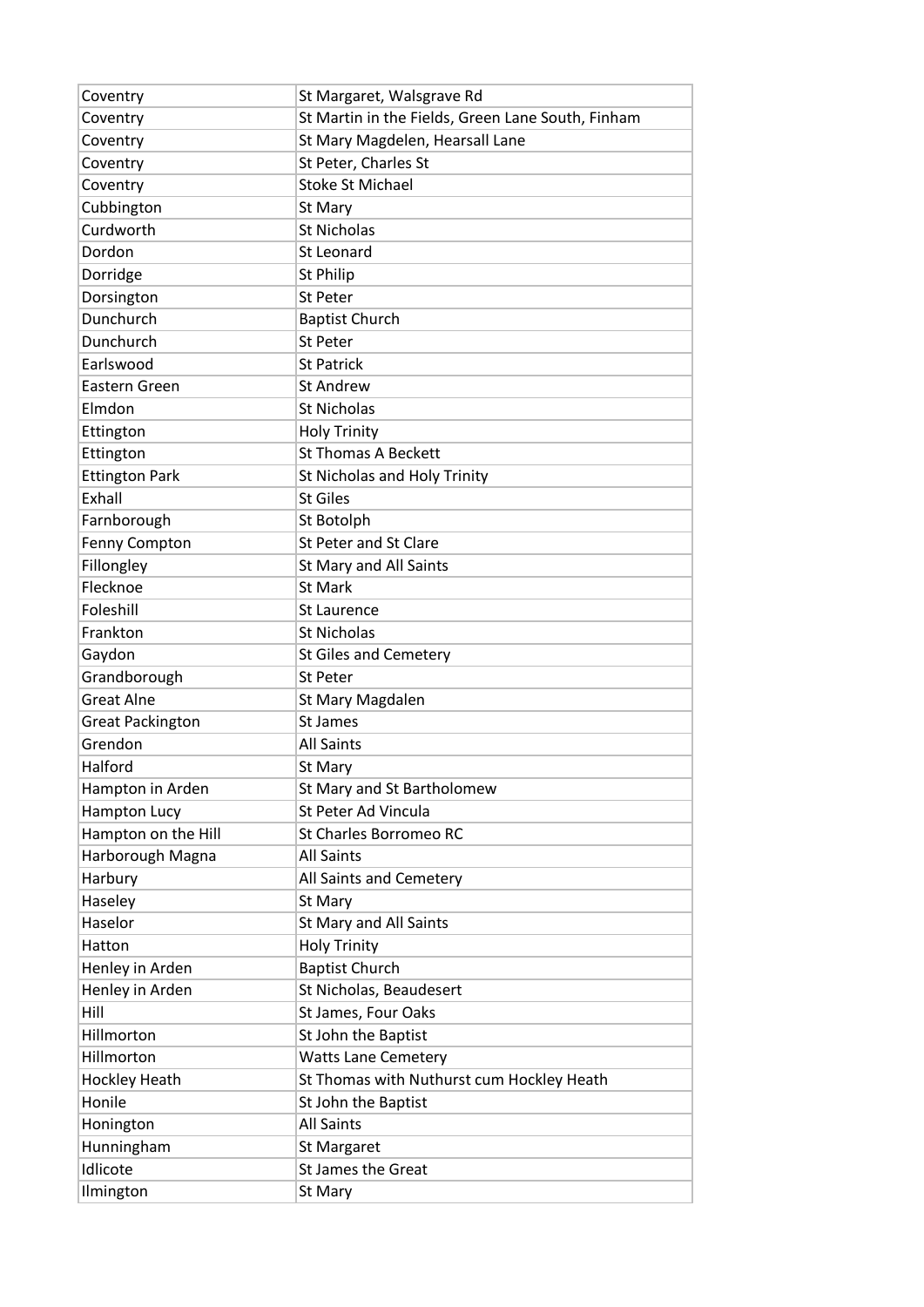| Coventry | St Margaret, Walsgrave Rd |
|---|---|
| Coventry | St Martin in the Fields, Green Lane South, Finham |
| Coventry | St Mary Magdelen, Hearsall Lane |
| Coventry | St Peter, Charles St |
| Coventry | Stoke St Michael |
| Cubbington | St Mary |
| Curdworth | St Nicholas |
| Dordon | St Leonard |
| Dorridge | St Philip |
| Dorsington | St Peter |
| Dunchurch | Baptist Church |
| Dunchurch | St Peter |
| Earlswood | St Patrick |
| Eastern Green | St Andrew |
| Elmdon | St Nicholas |
| Ettington | Holy Trinity |
| Ettington | St Thomas A Beckett |
| Ettington Park | St Nicholas and Holy Trinity |
| Exhall | St Giles |
| Farnborough | St Botolph |
| Fenny Compton | St Peter and St Clare |
| Fillongley | St Mary and All Saints |
| Flecknoe | St Mark |
| Foleshill | St Laurence |
| Frankton | St Nicholas |
| Gaydon | St Giles and Cemetery |
| Grandborough | St Peter |
| Great Alne | St Mary Magdalen |
| Great Packington | St James |
| Grendon | All Saints |
| Halford | St Mary |
| Hampton in Arden | St Mary and St Bartholomew |
| Hampton Lucy | St Peter Ad Vincula |
| Hampton on the Hill | St Charles Borromeo RC |
| Harborough Magna | All Saints |
| Harbury | All Saints and Cemetery |
| Haseley | St Mary |
| Haselor | St Mary and All Saints |
| Hatton | Holy Trinity |
| Henley in Arden | Baptist Church |
| Henley in Arden | St Nicholas, Beaudesert |
| Hill | St James, Four Oaks |
| Hillmorton | St John the Baptist |
| Hillmorton | Watts Lane Cemetery |
| Hockley Heath | St Thomas with Nuthurst cum Hockley Heath |
| Honile | St John the Baptist |
| Honington | All Saints |
| Hunningham | St Margaret |
| Idlicote | St James the Great |
| Ilmington | St Mary |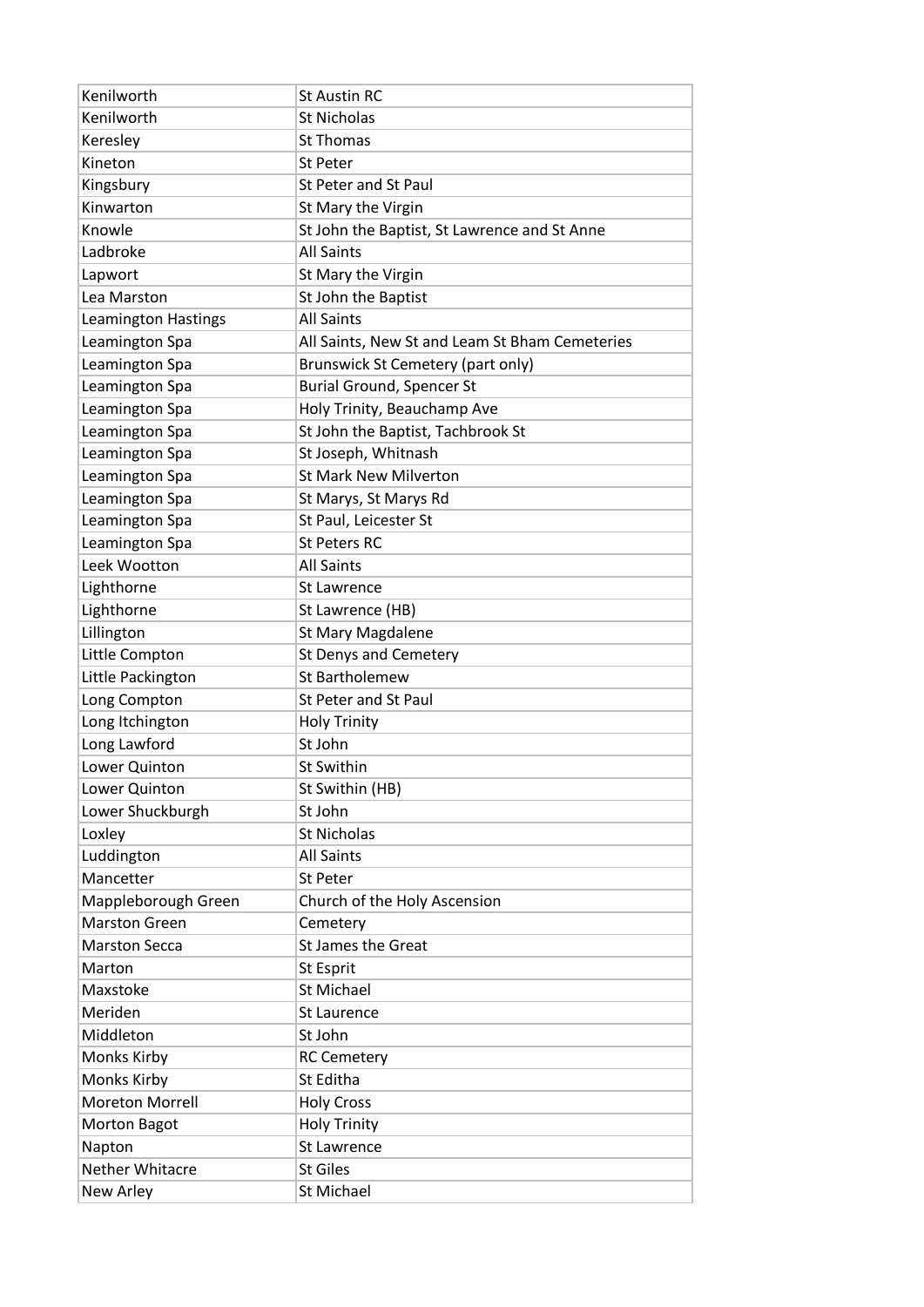| Kenilworth | St Austin RC |
|---|---|
| Kenilworth | St Nicholas |
| Keresley | St Thomas |
| Kineton | St Peter |
| Kingsbury | St Peter and St Paul |
| Kinwarton | St Mary the Virgin |
| Knowle | St John the Baptist, St Lawrence and St Anne |
| Ladbroke | All Saints |
| Lapwort | St Mary the Virgin |
| Lea Marston | St John the Baptist |
| Leamington Hastings | All Saints |
| Leamington Spa | All Saints, New St and Leam St Bham Cemeteries |
| Leamington Spa | Brunswick St Cemetery (part only) |
| Leamington Spa | Burial Ground, Spencer St |
| Leamington Spa | Holy Trinity, Beauchamp Ave |
| Leamington Spa | St John the Baptist, Tachbrook St |
| Leamington Spa | St Joseph, Whitnash |
| Leamington Spa | St Mark New Milverton |
| Leamington Spa | St Marys, St Marys Rd |
| Leamington Spa | St Paul, Leicester St |
| Leamington Spa | St Peters RC |
| Leek Wootton | All Saints |
| Lighthorne | St Lawrence |
| Lighthorne | St Lawrence (HB) |
| Lillington | St Mary Magdalene |
| Little Compton | St Denys and Cemetery |
| Little Packington | St Bartholemew |
| Long Compton | St Peter and St Paul |
| Long Itchington | Holy Trinity |
| Long Lawford | St John |
| Lower Quinton | St Swithin |
| Lower Quinton | St Swithin (HB) |
| Lower Shuckburgh | St John |
| Loxley | St Nicholas |
| Luddington | All Saints |
| Mancetter | St Peter |
| Mappleborough Green | Church of the Holy Ascension |
| Marston Green | Cemetery |
| Marston Secca | St James the Great |
| Marton | St Esprit |
| Maxstoke | St Michael |
| Meriden | St Laurence |
| Middleton | St John |
| Monks Kirby | RC Cemetery |
| Monks Kirby | St Editha |
| Moreton Morrell | Holy Cross |
| Morton Bagot | Holy Trinity |
| Napton | St Lawrence |
| Nether Whitacre | St Giles |
| New Arley | St Michael |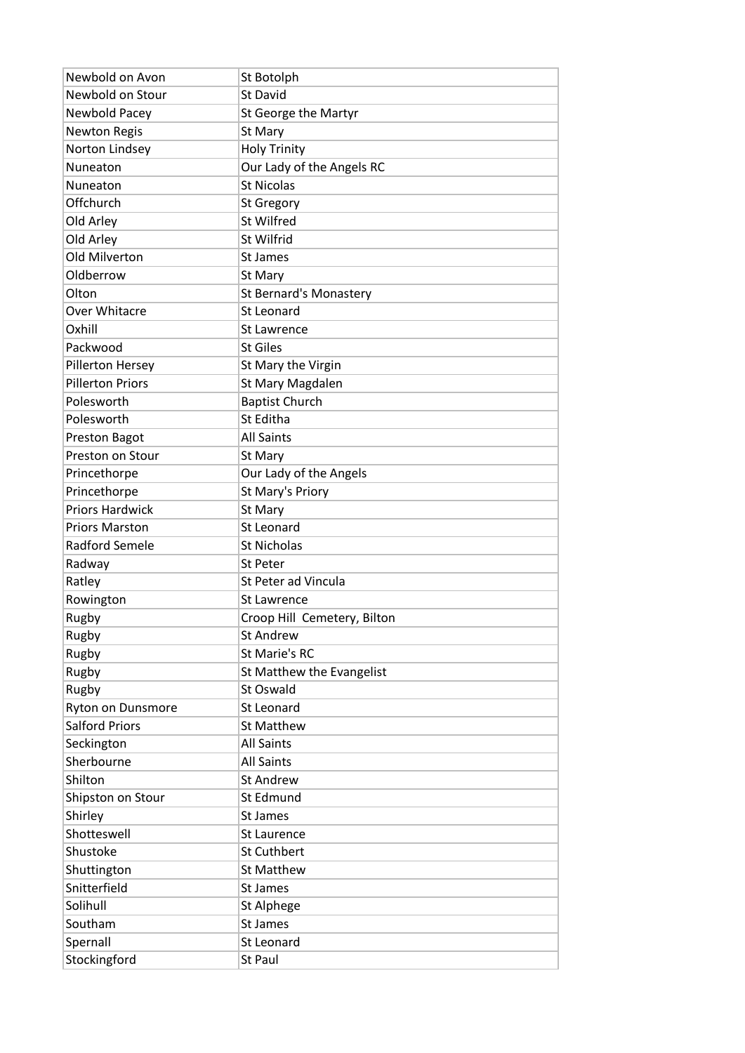| Newbold on Avon | St Botolph |
|---|---|
| Newbold on Stour | St David |
| Newbold Pacey | St George the Martyr |
| Newton Regis | St Mary |
| Norton Lindsey | Holy Trinity |
| Nuneaton | Our Lady of the Angels RC |
| Nuneaton | St Nicolas |
| Offchurch | St Gregory |
| Old Arley | St Wilfred |
| Old Arley | St Wilfrid |
| Old Milverton | St James |
| Oldberrow | St Mary |
| Olton | St Bernard's Monastery |
| Over Whitacre | St Leonard |
| Oxhill | St Lawrence |
| Packwood | St Giles |
| Pillerton Hersey | St Mary the Virgin |
| Pillerton Priors | St Mary Magdalen |
| Polesworth | Baptist Church |
| Polesworth | St Editha |
| Preston Bagot | All Saints |
| Preston on Stour | St Mary |
| Princethorpe | Our Lady of the Angels |
| Princethorpe | St Mary's Priory |
| Priors Hardwick | St Mary |
| Priors Marston | St Leonard |
| Radford Semele | St Nicholas |
| Radway | St Peter |
| Ratley | St Peter ad Vincula |
| Rowington | St Lawrence |
| Rugby | Croop Hill Cemetery, Bilton |
| Rugby | St Andrew |
| Rugby | St Marie's RC |
| Rugby | St Matthew the Evangelist |
| Rugby | St Oswald |
| Ryton on Dunsmore | St Leonard |
| Salford Priors | St Matthew |
| Seckington | All Saints |
| Sherbourne | All Saints |
| Shilton | St Andrew |
| Shipston on Stour | St Edmund |
| Shirley | St James |
| Shotteswell | St Laurence |
| Shustoke | St Cuthbert |
| Shuttington | St Matthew |
| Snitterfield | St James |
| Solihull | St Alphege |
| Southam | St James |
| Spernall | St Leonard |
| Stockingford | St Paul |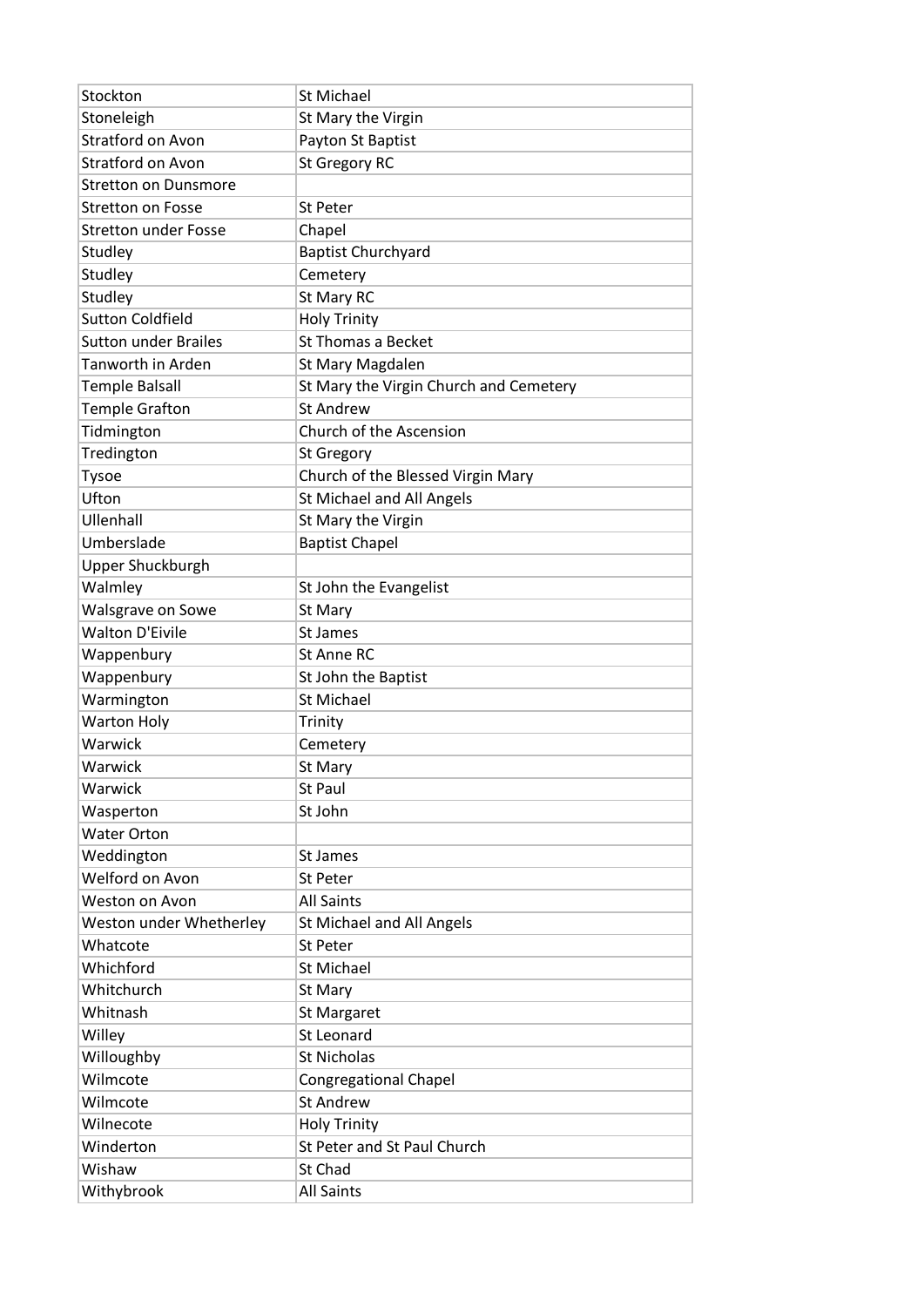| Stockton | St Michael |
|---|---|
| Stoneleigh | St Mary the Virgin |
| Stratford on Avon | Payton St Baptist |
| Stratford on Avon | St Gregory RC |
| Stretton on Dunsmore | |
| Stretton on Fosse | St Peter |
| Stretton under Fosse | Chapel |
| Studley | Baptist Churchyard |
| Studley | Cemetery |
| Studley | St Mary RC |
| Sutton Coldfield | Holy Trinity |
| Sutton under Brailes | St Thomas a Becket |
| Tanworth in Arden | St Mary Magdalen |
| Temple Balsall | St Mary the Virgin Church and Cemetery |
| Temple Grafton | St Andrew |
| Tidmington | Church of the Ascension |
| Tredington | St Gregory |
| Tysoe | Church of the Blessed Virgin Mary |
| Ufton | St Michael and All Angels |
| Ullenhall | St Mary the Virgin |
| Umberslade | Baptist Chapel |
| Upper Shuckburgh | |
| Walmley | St John the Evangelist |
| Walsgrave on Sowe | St Mary |
| Walton D'Eivile | St James |
| Wappenbury | St Anne RC |
| Wappenbury | St John the Baptist |
| Warmington | St Michael |
| Warton Holy | Trinity |
| Warwick | Cemetery |
| Warwick | St Mary |
| Warwick | St Paul |
| Wasperton | St John |
| Water Orton | |
| Weddington | St James |
| Welford on Avon | St Peter |
| Weston on Avon | All Saints |
| Weston under Whetherley | St Michael and All Angels |
| Whatcote | St Peter |
| Whichford | St Michael |
| Whitchurch | St Mary |
| Whitnash | St Margaret |
| Willey | St Leonard |
| Willoughby | St Nicholas |
| Wilmcote | Congregational Chapel |
| Wilmcote | St Andrew |
| Wilnecote | Holy Trinity |
| Winderton | St Peter and St Paul Church |
| Wishaw | St Chad |
| Withybrook | All Saints |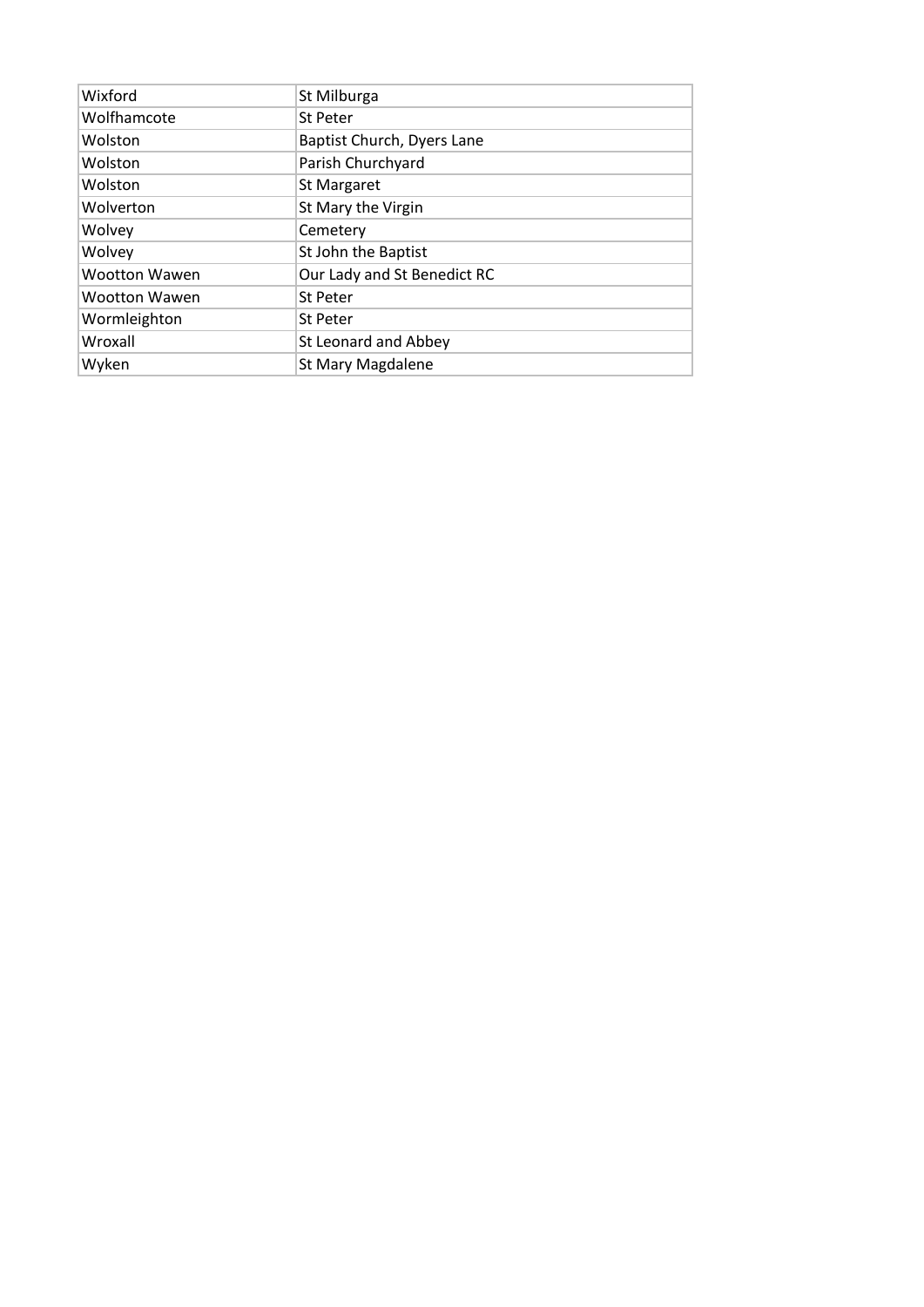| | |
|---|---|
| Wixford | St Milburga |
| Wolfhamcote | St Peter |
| Wolston | Baptist Church, Dyers Lane |
| Wolston | Parish Churchyard |
| Wolston | St Margaret |
| Wolverton | St Mary the Virgin |
| Wolvey | Cemetery |
| Wolvey | St John the Baptist |
| Wootton Wawen | Our Lady and St Benedict RC |
| Wootton Wawen | St Peter |
| Wormleighton | St Peter |
| Wroxall | St Leonard and Abbey |
| Wyken | St Mary Magdalene |